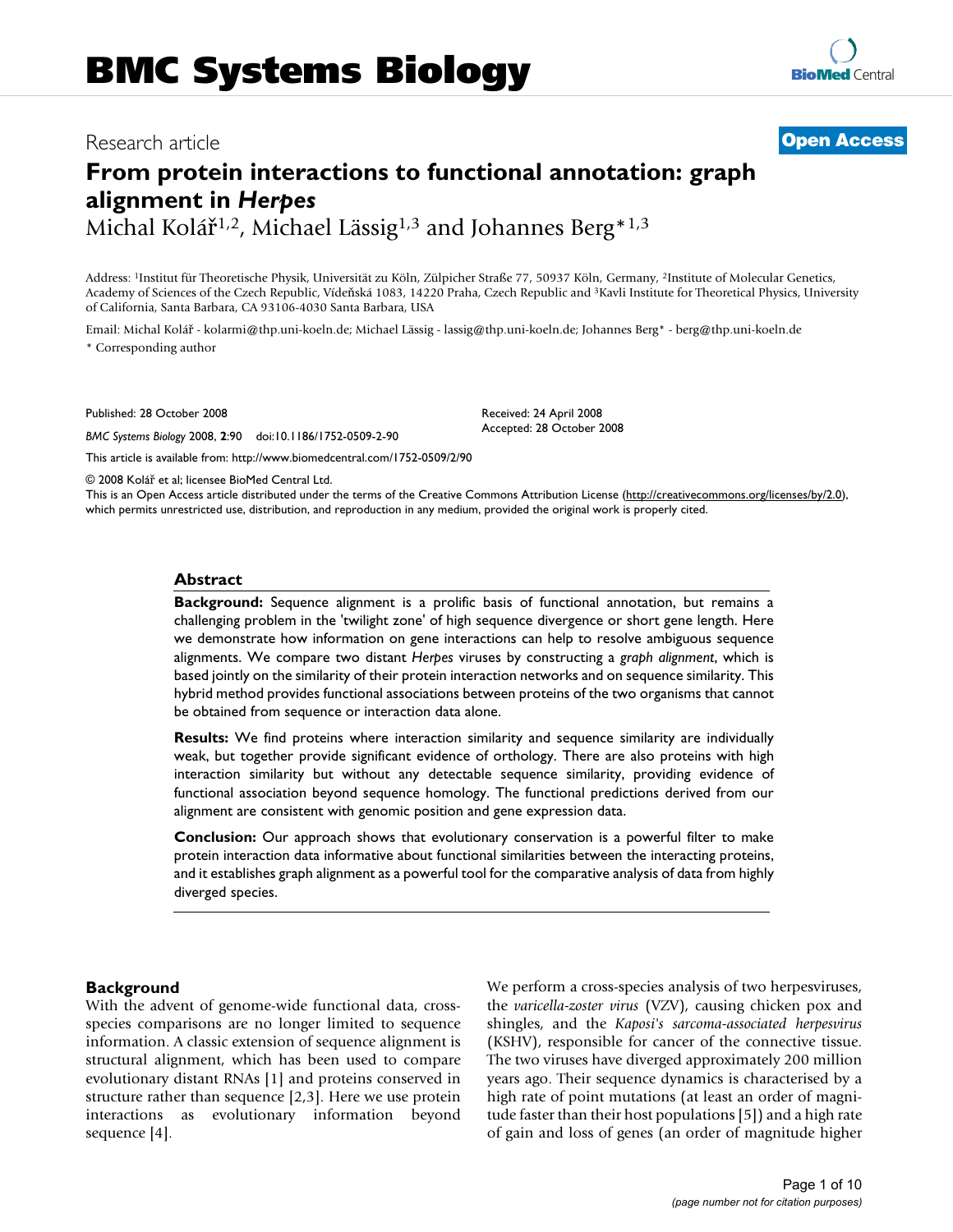# BMC Systems Biology

Research article

**Open Access**

## From protein interactions to functional annotation: graph alignment in *Herpes*

Michal Kolář[1,2], Michael Lässig[1,3] and Johannes Berg*[1,3]

Address: [1]Institut für Theoretische Physik, Universität zu Köln, Zülpicher Straße 77, 50937 Köln, Germany, [2]Institute of Molecular Genetics, Academy of Sciences of the Czech Republic, Vídeňská 1083, 14220 Praha, Czech Republic and [3]Kavli Institute for Theoretical Physics, University of California, Santa Barbara, CA 93106-4030 Santa Barbara, USA

Email: Michal Kolář - kolarmi@thp.uni-koeln.de; Michael Lässig - lassig@thp.uni-koeln.de; Johannes Berg* - berg@thp.uni-koeln.de

\* Corresponding author

Published: 28 October 2008

*BMC Systems Biology* 2008, **2**:90 doi:10.1186/1752-0509-2-90

Received: 24 April 2008
Accepted: 28 October 2008

This article is available from: http://www.biomedcentral.com/1752-0509/2/90

© 2008 Kolář et al; licensee BioMed Central Ltd.
This is an Open Access article distributed under the terms of the Creative Commons Attribution License (http://creativecommons.org/licenses/by/2.0), which permits unrestricted use, distribution, and reproduction in any medium, provided the original work is properly cited.

### Abstract

**Background:** Sequence alignment is a prolific basis of functional annotation, but remains a challenging problem in the 'twilight zone' of high sequence divergence or short gene length. Here we demonstrate how information on gene interactions can help to resolve ambiguous sequence alignments. We compare two distant *Herpes* viruses by constructing a *graph alignment*, which is based jointly on the similarity of their protein interaction networks and on sequence similarity. This hybrid method provides functional associations between proteins of the two organisms that cannot be obtained from sequence or interaction data alone.

**Results:** We find proteins where interaction similarity and sequence similarity are individually weak, but together provide significant evidence of orthology. There are also proteins with high interaction similarity but without any detectable sequence similarity, providing evidence of functional association beyond sequence homology. The functional predictions derived from our alignment are consistent with genomic position and gene expression data.

**Conclusion:** Our approach shows that evolutionary conservation is a powerful filter to make protein interaction data informative about functional similarities between the interacting proteins, and it establishes graph alignment as a powerful tool for the comparative analysis of data from highly diverged species.

## Background

With the advent of genome-wide functional data, cross-species comparisons are no longer limited to sequence information. A classic extension of sequence alignment is structural alignment, which has been used to compare evolutionary distant RNAs [1] and proteins conserved in structure rather than sequence [2,3]. Here we use protein interactions as evolutionary information beyond sequence [4].

We perform a cross-species analysis of two herpesviruses, the *varicella-zoster virus* (VZV), causing chicken pox and shingles, and the *Kaposi's sarcoma-associated herpesvirus* (KSHV), responsible for cancer of the connective tissue. The two viruses have diverged approximately 200 million years ago. Their sequence dynamics is characterised by a high rate of point mutations (at least an order of magnitude faster than their host populations [5]) and a high rate of gain and loss of genes (an order of magnitude higher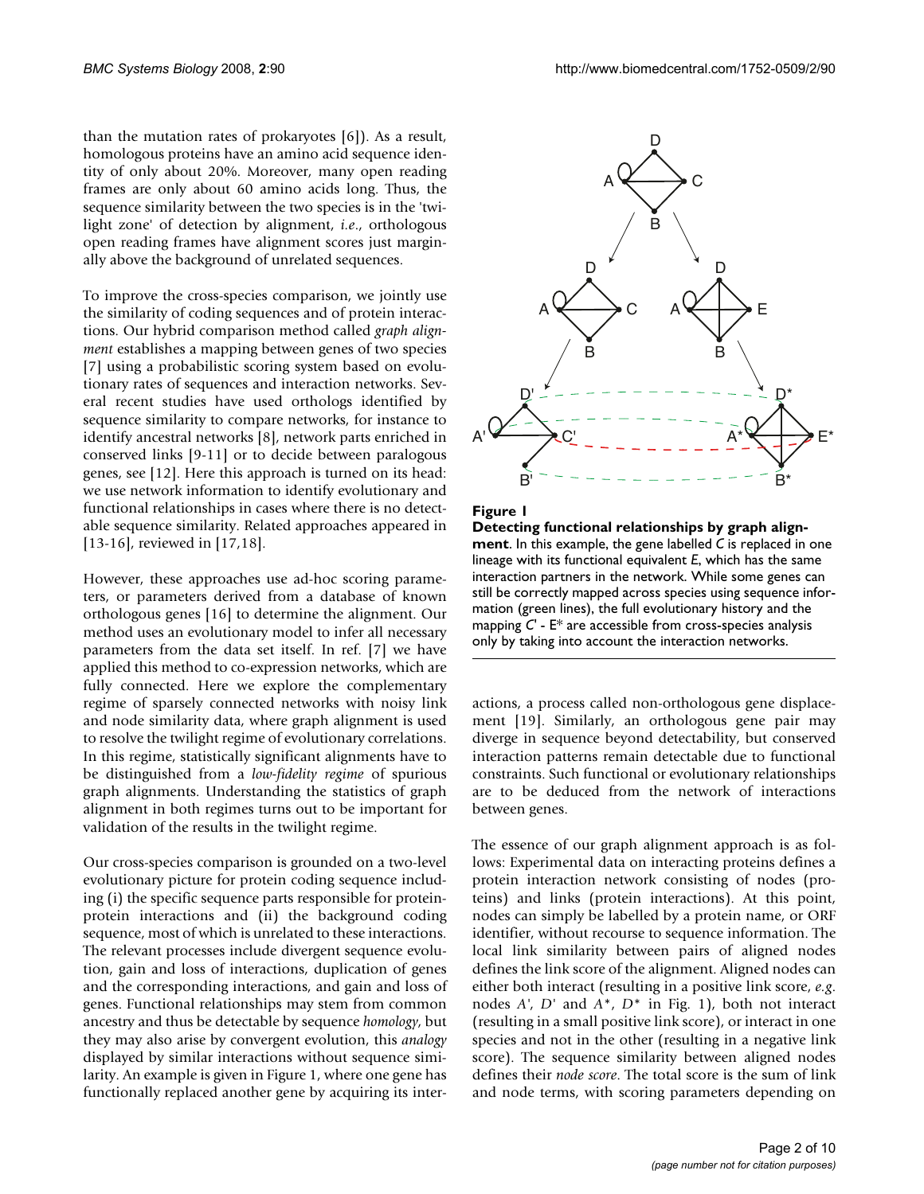than the mutation rates of prokaryotes [6]). As a result, homologous proteins have an amino acid sequence identity of only about 20%. Moreover, many open reading frames are only about 60 amino acids long. Thus, the sequence similarity between the two species is in the 'twilight zone' of detection by alignment, *i.e*., orthologous open reading frames have alignment scores just marginally above the background of unrelated sequences.

To improve the cross-species comparison, we jointly use the similarity of coding sequences and of protein interactions. Our hybrid comparison method called *graph alignment* establishes a mapping between genes of two species [7] using a probabilistic scoring system based on evolutionary rates of sequences and interaction networks. Several recent studies have used orthologs identified by sequence similarity to compare networks, for instance to identify ancestral networks [8], network parts enriched in conserved links [9-11] or to decide between paralogous genes, see [12]. Here this approach is turned on its head: we use network information to identify evolutionary and functional relationships in cases where there is no detectable sequence similarity. Related approaches appeared in [13-16], reviewed in [17,18].

However, these approaches use ad-hoc scoring parameters, or parameters derived from a database of known orthologous genes [16] to determine the alignment. Our method uses an evolutionary model to infer all necessary parameters from the data set itself. In ref. [7] we have applied this method to co-expression networks, which are fully connected. Here we explore the complementary regime of sparsely connected networks with noisy link and node similarity data, where graph alignment is used to resolve the twilight regime of evolutionary correlations. In this regime, statistically significant alignments have to be distinguished from a *low-fidelity regime* of spurious graph alignments. Understanding the statistics of graph alignment in both regimes turns out to be important for validation of the results in the twilight regime.

Our cross-species comparison is grounded on a two-level evolutionary picture for protein coding sequence including (i) the specific sequence parts responsible for protein-protein interactions and (ii) the background coding sequence, most of which is unrelated to these interactions. The relevant processes include divergent sequence evolution, gain and loss of interactions, duplication of genes and the corresponding interactions, and gain and loss of genes. Functional relationships may stem from common ancestry and thus be detectable by sequence *homology*, but they may also arise by convergent evolution, this *analogy* displayed by similar interactions without sequence similarity. An example is given in Figure 1, where one gene has functionally replaced another gene by acquiring its interactions, a process called non-orthologous gene displacement [19]. Similarly, an orthologous gene pair may diverge in sequence beyond detectability, but conserved interaction patterns remain detectable due to functional constraints. Such functional or evolutionary relationships are to be deduced from the network of interactions between genes.

**Figure 1**
**Detecting functional relationships by graph alignment**. In this example, the gene labelled *C* is replaced in one lineage with its functional equivalent *E*, which has the same interaction partners in the network. While some genes can still be correctly mapped across species using sequence information (green lines), the full evolutionary history and the mapping *C*' - E* are accessible from cross-species analysis only by taking into account the interaction networks.

The essence of our graph alignment approach is as follows: Experimental data on interacting proteins defines a protein interaction network consisting of nodes (proteins) and links (protein interactions). At this point, nodes can simply be labelled by a protein name, or ORF identifier, without recourse to sequence information. The local link similarity between pairs of aligned nodes defines the link score of the alignment. Aligned nodes can either both interact (resulting in a positive link score, *e.g*. nodes *A*', *D*' and *A**, *D** in Fig. 1), both not interact (resulting in a small positive link score), or interact in one species and not in the other (resulting in a negative link score). The sequence similarity between aligned nodes defines their *node score*. The total score is the sum of link and node terms, with scoring parameters depending on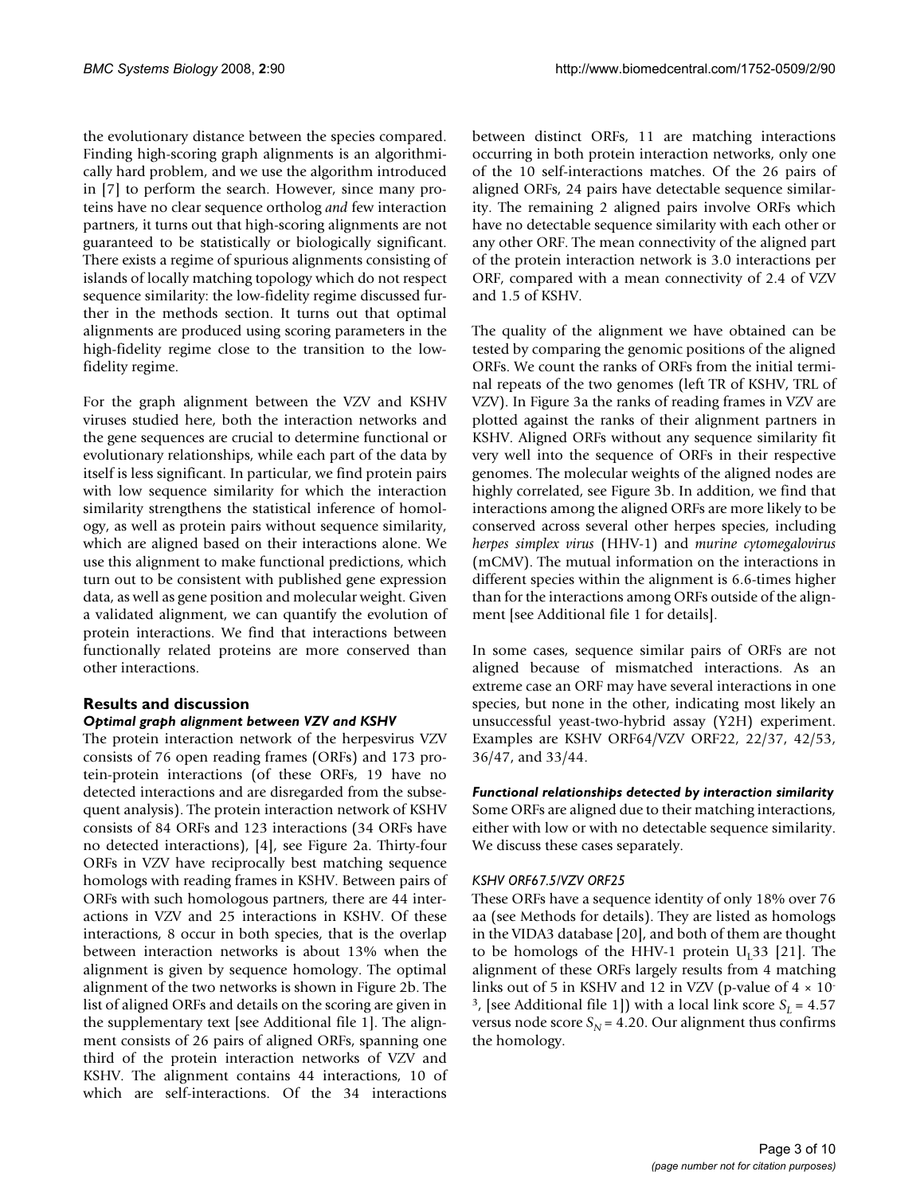the evolutionary distance between the species compared. Finding high-scoring graph alignments is an algorithmically hard problem, and we use the algorithm introduced in [7] to perform the search. However, since many proteins have no clear sequence ortholog *and* few interaction partners, it turns out that high-scoring alignments are not guaranteed to be statistically or biologically significant. There exists a regime of spurious alignments consisting of islands of locally matching topology which do not respect sequence similarity: the low-fidelity regime discussed further in the methods section. It turns out that optimal alignments are produced using scoring parameters in the high-fidelity regime close to the transition to the low-fidelity regime.

For the graph alignment between the VZV and KSHV viruses studied here, both the interaction networks and the gene sequences are crucial to determine functional or evolutionary relationships, while each part of the data by itself is less significant. In particular, we find protein pairs with low sequence similarity for which the interaction similarity strengthens the statistical inference of homology, as well as protein pairs without sequence similarity, which are aligned based on their interactions alone. We use this alignment to make functional predictions, which turn out to be consistent with published gene expression data, as well as gene position and molecular weight. Given a validated alignment, we can quantify the evolution of protein interactions. We find that interactions between functionally related proteins are more conserved than other interactions.

## Results and discussion

### *Optimal graph alignment between VZV and KSHV*

The protein interaction network of the herpesvirus VZV consists of 76 open reading frames (ORFs) and 173 protein-protein interactions (of these ORFs, 19 have no detected interactions and are disregarded from the subsequent analysis). The protein interaction network of KSHV consists of 84 ORFs and 123 interactions (34 ORFs have no detected interactions), [4], see Figure 2a. Thirty-four ORFs in VZV have reciprocally best matching sequence homologs with reading frames in KSHV. Between pairs of ORFs with such homologous partners, there are 44 interactions in VZV and 25 interactions in KSHV. Of these interactions, 8 occur in both species, that is the overlap between interaction networks is about 13% when the alignment is given by sequence homology. The optimal alignment of the two networks is shown in Figure 2b. The list of aligned ORFs and details on the scoring are given in the supplementary text [see Additional file 1]. The alignment consists of 26 pairs of aligned ORFs, spanning one third of the protein interaction networks of VZV and KSHV. The alignment contains 44 interactions, 10 of which are self-interactions. Of the 34 interactions between distinct ORFs, 11 are matching interactions occurring in both protein interaction networks, only one of the 10 self-interactions matches. Of the 26 pairs of aligned ORFs, 24 pairs have detectable sequence similarity. The remaining 2 aligned pairs involve ORFs which have no detectable sequence similarity with each other or any other ORF. The mean connectivity of the aligned part of the protein interaction network is 3.0 interactions per ORF, compared with a mean connectivity of 2.4 of VZV and 1.5 of KSHV.

The quality of the alignment we have obtained can be tested by comparing the genomic positions of the aligned ORFs. We count the ranks of ORFs from the initial terminal repeats of the two genomes (left TR of KSHV, TRL of VZV). In Figure 3a the ranks of reading frames in VZV are plotted against the ranks of their alignment partners in KSHV. Aligned ORFs without any sequence similarity fit very well into the sequence of ORFs in their respective genomes. The molecular weights of the aligned nodes are highly correlated, see Figure 3b. In addition, we find that interactions among the aligned ORFs are more likely to be conserved across several other herpes species, including *herpes simplex virus* (HHV-1) and *murine cytomegalovirus* (mCMV). The mutual information on the interactions in different species within the alignment is 6.6-times higher than for the interactions among ORFs outside of the alignment [see Additional file 1 for details].

In some cases, sequence similar pairs of ORFs are not aligned because of mismatched interactions. As an extreme case an ORF may have several interactions in one species, but none in the other, indicating most likely an unsuccessful yeast-two-hybrid assay (Y2H) experiment. Examples are KSHV ORF64/VZV ORF22, 22/37, 42/53, 36/47, and 33/44.

### *Functional relationships detected by interaction similarity*

Some ORFs are aligned due to their matching interactions, either with low or with no detectable sequence similarity. We discuss these cases separately.

#### *KSHV ORF67.5/VZV ORF25*

These ORFs have a sequence identity of only 18% over 76 aa (see Methods for details). They are listed as homologs in the VIDA3 database [20], and both of them are thought to be homologs of the HHV-1 protein $U_L33$ [21]. The alignment of these ORFs largely results from 4 matching links out of 5 in KSHV and 12 in VZV (p-value of $4 \times 10^{-3}$, [see Additional file 1]) with a local link score $S_L = 4.57$ versus node score $S_N = 4.20$. Our alignment thus confirms the homology.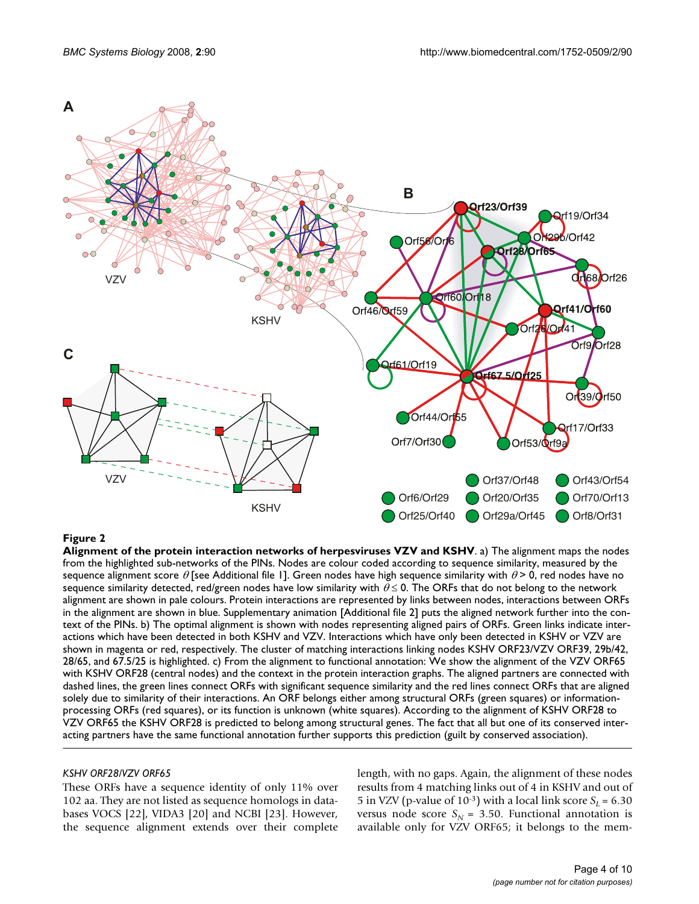**Figure 2**

**Alignment of the protein interaction networks of herpesviruses VZV and KSHV**. a) The alignment maps the nodes from the highlighted sub-networks of the PINs. Nodes are colour coded according to sequence similarity, measured by the sequence alignment score $\theta$ [see Additional file 1]. Green nodes have high sequence similarity with $\theta > 0$, red nodes have no sequence similarity detected, red/green nodes have low similarity with $\theta \leq 0$. The ORFs that do not belong to the network alignment are shown in pale colours. Protein interactions are represented by links between nodes, interactions between ORFs in the alignment are shown in blue. Supplementary animation [Additional file 2] puts the aligned network further into the context of the PINs. b) The optimal alignment is shown with nodes representing aligned pairs of ORFs. Green links indicate interactions which have been detected in both KSHV and VZV. Interactions which have only been detected in KSHV or VZV are shown in magenta or red, respectively. The cluster of matching interactions linking nodes KSHV ORF23/VZV ORF39, 29b/42, 28/65, and 67.5/25 is highlighted. c) From the alignment to functional annotation: We show the alignment of the VZV ORF65 with KSHV ORF28 (central nodes) and the context in the protein interaction graphs. The aligned partners are connected with dashed lines, the green lines connect ORFs with significant sequence similarity and the red lines connect ORFs that are aligned solely due to similarity of their interactions. An ORF belongs either among structural ORFs (green squares) or information-processing ORFs (red squares), or its function is unknown (white squares). According to the alignment of KSHV ORF28 to VZV ORF65 the KSHV ORF28 is predicted to belong among structural genes. The fact that all but one of its conserved interacting partners have the same functional annotation further supports this prediction (guilt by conserved association).

*KSHV ORF28/VZV ORF65*

These ORFs have a sequence identity of only 11% over 102 aa. They are not listed as sequence homologs in databases VOCS [22], VIDA3 [20] and NCBI [23]. However, the sequence alignment extends over their complete length, with no gaps. Again, the alignment of these nodes results from 4 matching links out of 4 in KSHV and out of 5 in VZV (p-value of $10^{-3}$) with a local link score $S_L = 6.30$ versus node score $S_N = 3.50$. Functional annotation is available only for VZV ORF65; it belongs to the mem-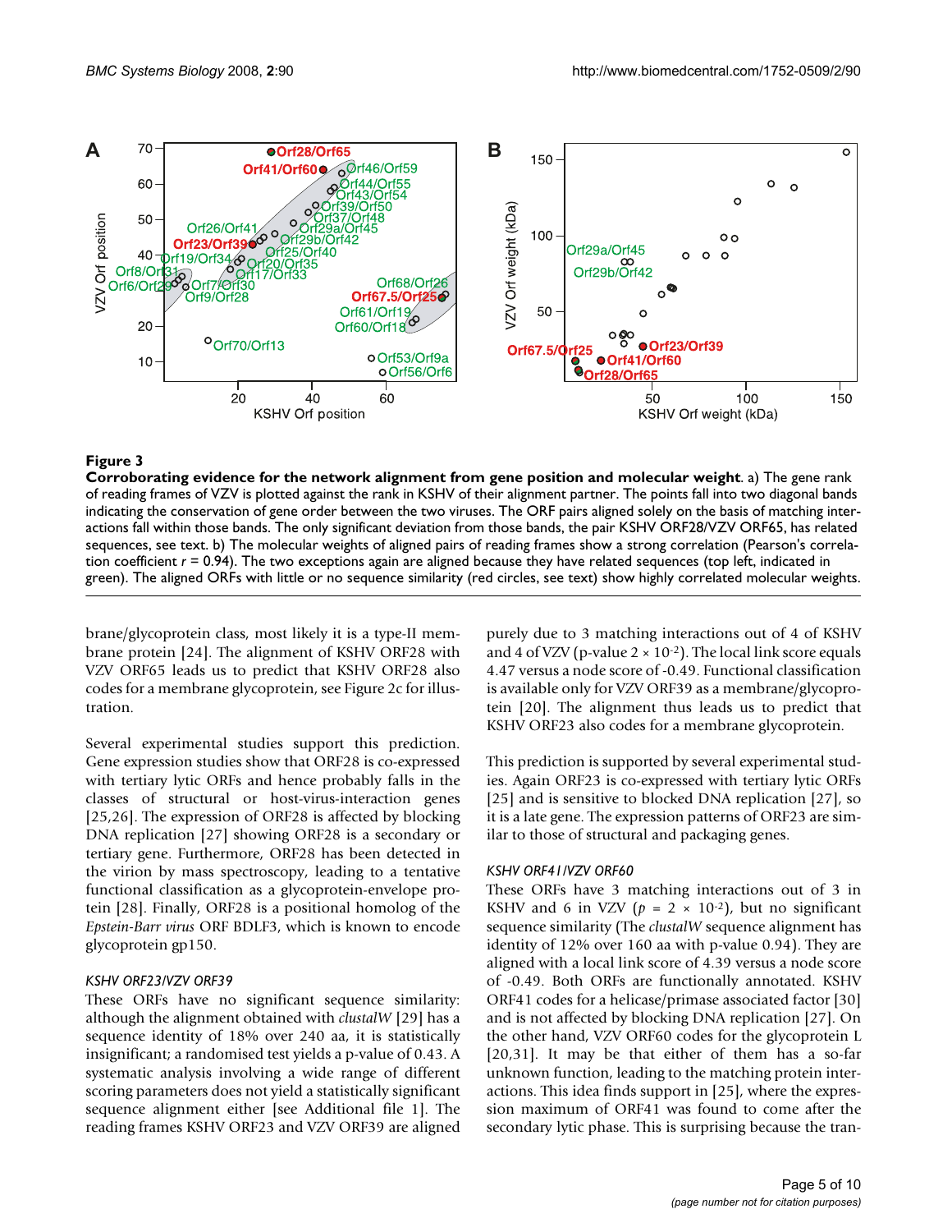**Figure 3**

**Corroborating evidence for the network alignment from gene position and molecular weight**. a) The gene rank of reading frames of VZV is plotted against the rank in KSHV of their alignment partner. The points fall into two diagonal bands indicating the conservation of gene order between the two viruses. The ORF pairs aligned solely on the basis of matching interactions fall within those bands. The only significant deviation from those bands, the pair KSHV ORF28/VZV ORF65, has related sequences, see text. b) The molecular weights of aligned pairs of reading frames show a strong correlation (Pearson's correlation coefficient $r = 0.94$). The two exceptions again are aligned because they have related sequences (top left, indicated in green). The aligned ORFs with little or no sequence similarity (red circles, see text) show highly correlated molecular weights.

brane/glycoprotein class, most likely it is a type-II membrane protein [24]. The alignment of KSHV ORF28 with VZV ORF65 leads us to predict that KSHV ORF28 also codes for a membrane glycoprotein, see Figure 2c for illustration.

Several experimental studies support this prediction. Gene expression studies show that ORF28 is co-expressed with tertiary lytic ORFs and hence probably falls in the classes of structural or host-virus-interaction genes [25,26]. The expression of ORF28 is affected by blocking DNA replication [27] showing ORF28 is a secondary or tertiary gene. Furthermore, ORF28 has been detected in the virion by mass spectroscopy, leading to a tentative functional classification as a glycoprotein-envelope protein [28]. Finally, ORF28 is a positional homolog of the *Epstein-Barr virus* ORF BDLF3, which is known to encode glycoprotein gp150.

### *KSHV ORF23/VZV ORF39*

These ORFs have no significant sequence similarity: although the alignment obtained with *clustalW* [29] has a sequence identity of 18% over 240 aa, it is statistically insignificant; a randomised test yields a p-value of 0.43. A systematic analysis involving a wide range of different scoring parameters does not yield a statistically significant sequence alignment either [see Additional file 1]. The reading frames KSHV ORF23 and VZV ORF39 are aligned purely due to 3 matching interactions out of 4 of KSHV and 4 of VZV (p-value $2 \times 10^{-2}$). The local link score equals 4.47 versus a node score of -0.49. Functional classification is available only for VZV ORF39 as a membrane/glycoprotein [20]. The alignment thus leads us to predict that KSHV ORF23 also codes for a membrane glycoprotein.

This prediction is supported by several experimental studies. Again ORF23 is co-expressed with tertiary lytic ORFs [25] and is sensitive to blocked DNA replication [27], so it is a late gene. The expression patterns of ORF23 are similar to those of structural and packaging genes.

### *KSHV ORF41/VZV ORF60*

These ORFs have 3 matching interactions out of 3 in KSHV and 6 in VZV ($p = 2 \times 10^{-2}$), but no significant sequence similarity (The *clustalW* sequence alignment has identity of 12% over 160 aa with p-value 0.94). They are aligned with a local link score of 4.39 versus a node score of -0.49. Both ORFs are functionally annotated. KSHV ORF41 codes for a helicase/primase associated factor [30] and is not affected by blocking DNA replication [27]. On the other hand, VZV ORF60 codes for the glycoprotein L [20,31]. It may be that either of them has a so-far unknown function, leading to the matching protein interactions. This idea finds support in [25], where the expression maximum of ORF41 was found to come after the secondary lytic phase. This is surprising because the tran-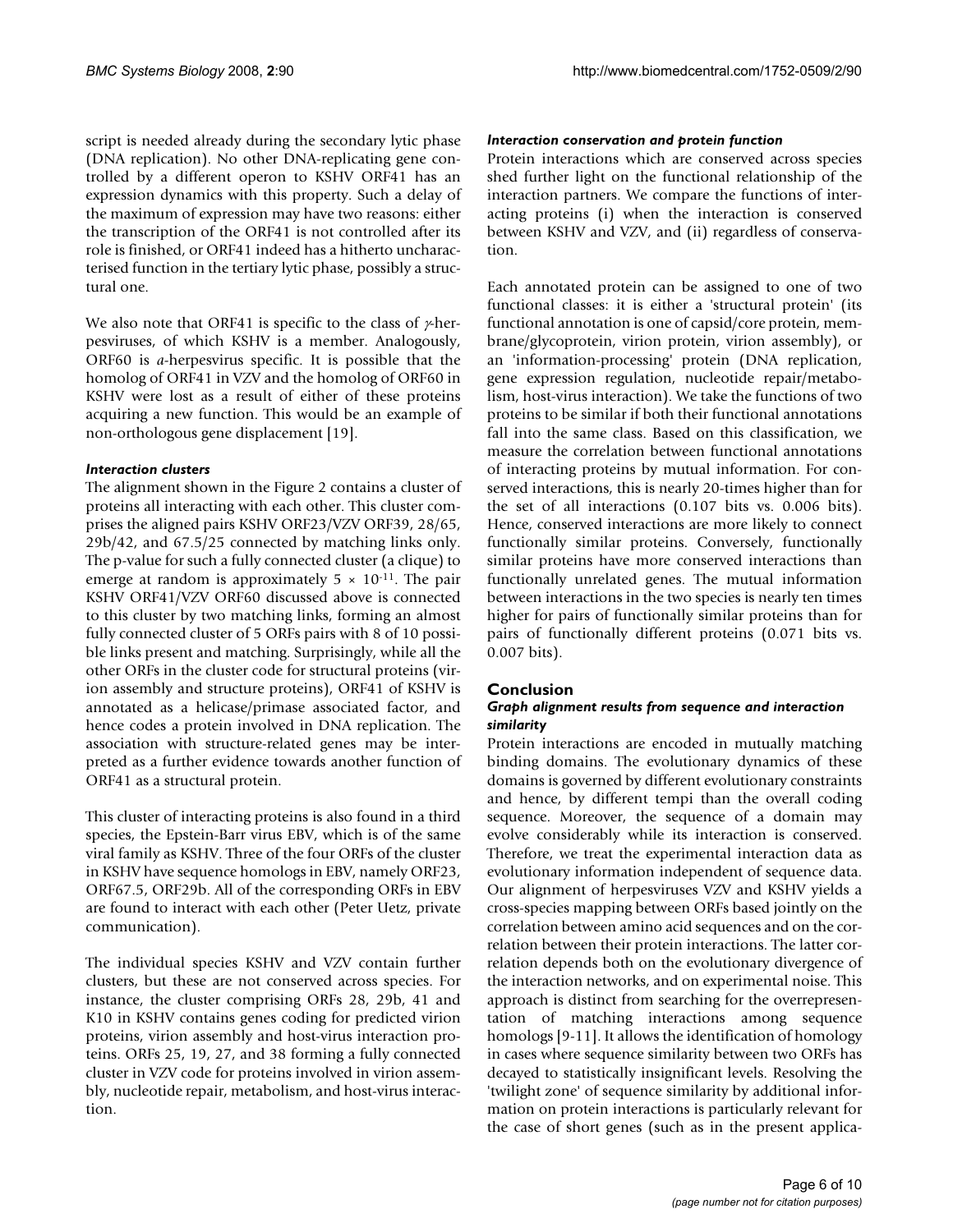script is needed already during the secondary lytic phase (DNA replication). No other DNA-replicating gene controlled by a different operon to KSHV ORF41 has an expression dynamics with this property. Such a delay of the maximum of expression may have two reasons: either the transcription of the ORF41 is not controlled after its role is finished, or ORF41 indeed has a hitherto uncharacterised function in the tertiary lytic phase, possibly a structural one.

We also note that ORF41 is specific to the class of $\gamma$-herpesviruses, of which KSHV is a member. Analogously, ORF60 is $\alpha$-herpesvirus specific. It is possible that the homolog of ORF41 in VZV and the homolog of ORF60 in KSHV were lost as a result of either of these proteins acquiring a new function. This would be an example of non-orthologous gene displacement [19].

#### *Interaction clusters*

The alignment shown in the Figure 2 contains a cluster of proteins all interacting with each other. This cluster comprises the aligned pairs KSHV ORF23/VZV ORF39, 28/65, 29b/42, and 67.5/25 connected by matching links only. The p-value for such a fully connected cluster (a clique) to emerge at random is approximately $5 \times 10^{-11}$. The pair KSHV ORF41/VZV ORF60 discussed above is connected to this cluster by two matching links, forming an almost fully connected cluster of 5 ORFs pairs with 8 of 10 possible links present and matching. Surprisingly, while all the other ORFs in the cluster code for structural proteins (virion assembly and structure proteins), ORF41 of KSHV is annotated as a helicase/primase associated factor, and hence codes a protein involved in DNA replication. The association with structure-related genes may be interpreted as a further evidence towards another function of ORF41 as a structural protein.

This cluster of interacting proteins is also found in a third species, the Epstein-Barr virus EBV, which is of the same viral family as KSHV. Three of the four ORFs of the cluster in KSHV have sequence homologs in EBV, namely ORF23, ORF67.5, ORF29b. All of the corresponding ORFs in EBV are found to interact with each other (Peter Uetz, private communication).

The individual species KSHV and VZV contain further clusters, but these are not conserved across species. For instance, the cluster comprising ORFs 28, 29b, 41 and K10 in KSHV contains genes coding for predicted virion proteins, virion assembly and host-virus interaction proteins. ORFs 25, 19, 27, and 38 forming a fully connected cluster in VZV code for proteins involved in virion assembly, nucleotide repair, metabolism, and host-virus interaction.

#### *Interaction conservation and protein function*

Protein interactions which are conserved across species shed further light on the functional relationship of the interaction partners. We compare the functions of interacting proteins (i) when the interaction is conserved between KSHV and VZV, and (ii) regardless of conservation.

Each annotated protein can be assigned to one of two functional classes: it is either a 'structural protein' (its functional annotation is one of capsid/core protein, membrane/glycoprotein, virion protein, virion assembly), or an 'information-processing' protein (DNA replication, gene expression regulation, nucleotide repair/metabolism, host-virus interaction). We take the functions of two proteins to be similar if both their functional annotations fall into the same class. Based on this classification, we measure the correlation between functional annotations of interacting proteins by mutual information. For conserved interactions, this is nearly 20-times higher than for the set of all interactions (0.107 bits vs. 0.006 bits). Hence, conserved interactions are more likely to connect functionally similar proteins. Conversely, functionally similar proteins have more conserved interactions than functionally unrelated genes. The mutual information between interactions in the two species is nearly ten times higher for pairs of functionally similar proteins than for pairs of functionally different proteins (0.071 bits vs. 0.007 bits).

## Conclusion

#### *Graph alignment results from sequence and interaction similarity*

Protein interactions are encoded in mutually matching binding domains. The evolutionary dynamics of these domains is governed by different evolutionary constraints and hence, by different tempi than the overall coding sequence. Moreover, the sequence of a domain may evolve considerably while its interaction is conserved. Therefore, we treat the experimental interaction data as evolutionary information independent of sequence data. Our alignment of herpesviruses VZV and KSHV yields a cross-species mapping between ORFs based jointly on the correlation between amino acid sequences and on the correlation between their protein interactions. The latter correlation depends both on the evolutionary divergence of the interaction networks, and on experimental noise. This approach is distinct from searching for the overrepresentation of matching interactions among sequence homologs [9-11]. It allows the identification of homology in cases where sequence similarity between two ORFs has decayed to statistically insignificant levels. Resolving the 'twilight zone' of sequence similarity by additional information on protein interactions is particularly relevant for the case of short genes (such as in the present applica-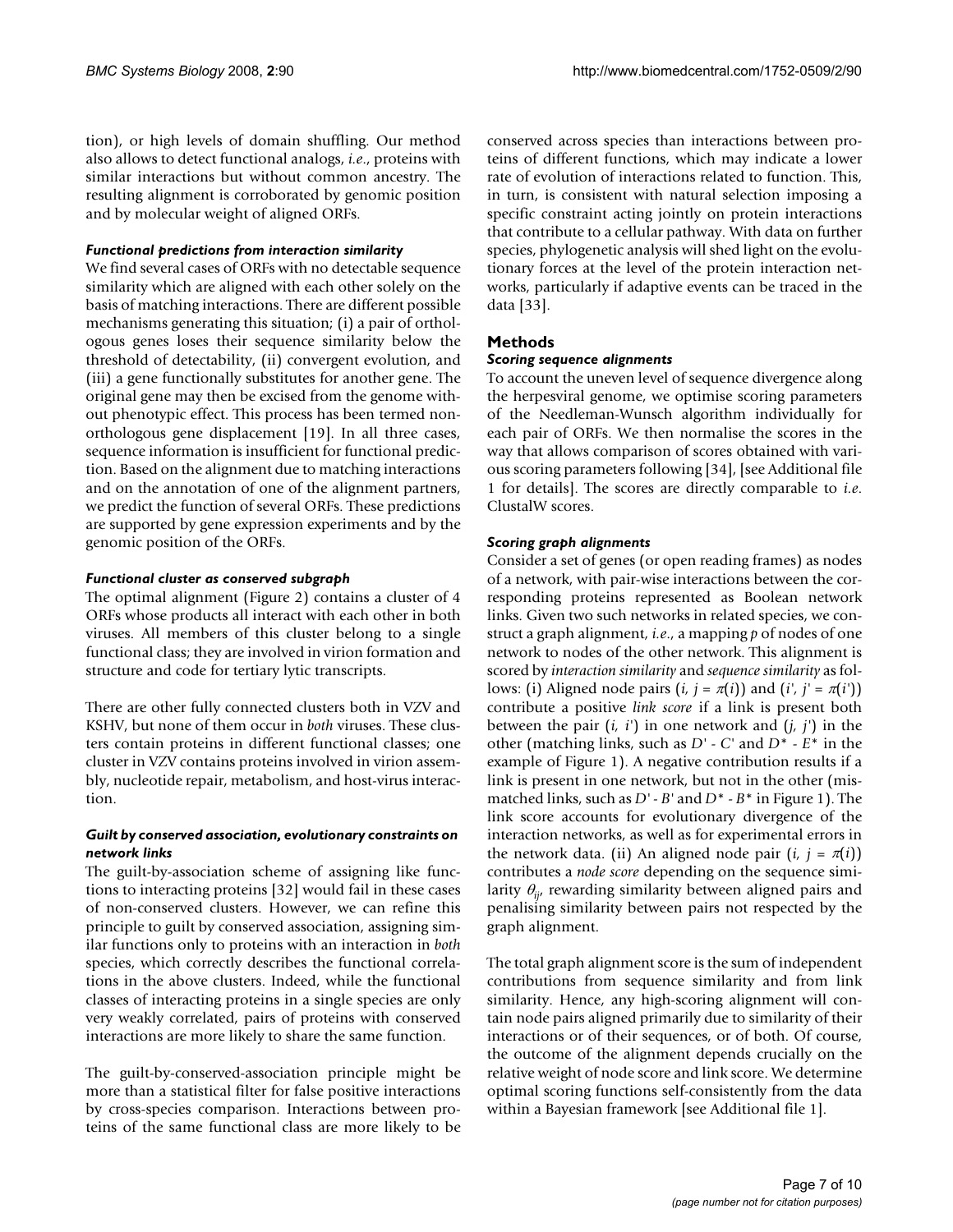tion), or high levels of domain shuffling. Our method also allows to detect functional analogs, *i.e*., proteins with similar interactions but without common ancestry. The resulting alignment is corroborated by genomic position and by molecular weight of aligned ORFs.

#### *Functional predictions from interaction similarity*

We find several cases of ORFs with no detectable sequence similarity which are aligned with each other solely on the basis of matching interactions. There are different possible mechanisms generating this situation; (i) a pair of orthologous genes loses their sequence similarity below the threshold of detectability, (ii) convergent evolution, and (iii) a gene functionally substitutes for another gene. The original gene may then be excised from the genome without phenotypic effect. This process has been termed non-orthologous gene displacement [19]. In all three cases, sequence information is insufficient for functional prediction. Based on the alignment due to matching interactions and on the annotation of one of the alignment partners, we predict the function of several ORFs. These predictions are supported by gene expression experiments and by the genomic position of the ORFs.

#### *Functional cluster as conserved subgraph*

The optimal alignment (Figure 2) contains a cluster of 4 ORFs whose products all interact with each other in both viruses. All members of this cluster belong to a single functional class; they are involved in virion formation and structure and code for tertiary lytic transcripts.

There are other fully connected clusters both in VZV and KSHV, but none of them occur in *both* viruses. These clusters contain proteins in different functional classes; one cluster in VZV contains proteins involved in virion assembly, nucleotide repair, metabolism, and host-virus interaction.

#### *Guilt by conserved association, evolutionary constraints on network links*

The guilt-by-association scheme of assigning like functions to interacting proteins [32] would fail in these cases of non-conserved clusters. However, we can refine this principle to guilt by conserved association, assigning similar functions only to proteins with an interaction in *both* species, which correctly describes the functional correlations in the above clusters. Indeed, while the functional classes of interacting proteins in a single species are only very weakly correlated, pairs of proteins with conserved interactions are more likely to share the same function.

The guilt-by-conserved-association principle might be more than a statistical filter for false positive interactions by cross-species comparison. Interactions between proteins of the same functional class are more likely to be conserved across species than interactions between proteins of different functions, which may indicate a lower rate of evolution of interactions related to function. This, in turn, is consistent with natural selection imposing a specific constraint acting jointly on protein interactions that contribute to a cellular pathway. With data on further species, phylogenetic analysis will shed light on the evolutionary forces at the level of the protein interaction networks, particularly if adaptive events can be traced in the data [33].

## Methods

#### *Scoring sequence alignments*

To account the uneven level of sequence divergence along the herpesviral genome, we optimise scoring parameters of the Needleman-Wunsch algorithm individually for each pair of ORFs. We then normalise the scores in the way that allows comparison of scores obtained with various scoring parameters following [34], [see Additional file 1 for details]. The scores are directly comparable to *i.e*. ClustalW scores.

#### *Scoring graph alignments*

Consider a set of genes (or open reading frames) as nodes of a network, with pair-wise interactions between the corresponding proteins represented as Boolean network links. Given two such networks in related species, we construct a graph alignment, *i.e*., a mapping $p$ of nodes of one network to nodes of the other network. This alignment is scored by *interaction similarity* and *sequence similarity* as follows: (i) Aligned node pairs ($i$, $j = \pi(i)$) and ($i'$, $j' = \pi(i')$) contribute a positive *link score* if a link is present both between the pair ($i$, $i'$) in one network and ($j$, $j'$) in the other (matching links, such as $D'$ - $C'$ and $D^*$ - $E^*$ in the example of Figure 1). A negative contribution results if a link is present in one network, but not in the other (mismatched links, such as $D'$ - $B'$ and $D^*$ - $B^*$ in Figure 1). The link score accounts for evolutionary divergence of the interaction networks, as well as for experimental errors in the network data. (ii) An aligned node pair ($i$, $j = \pi(i)$) contributes a *node score* depending on the sequence similarity $\theta_{ij}$, rewarding similarity between aligned pairs and penalising similarity between pairs not respected by the graph alignment.

The total graph alignment score is the sum of independent contributions from sequence similarity and from link similarity. Hence, any high-scoring alignment will contain node pairs aligned primarily due to similarity of their interactions or of their sequences, or of both. Of course, the outcome of the alignment depends crucially on the relative weight of node score and link score. We determine optimal scoring functions self-consistently from the data within a Bayesian framework [see Additional file 1].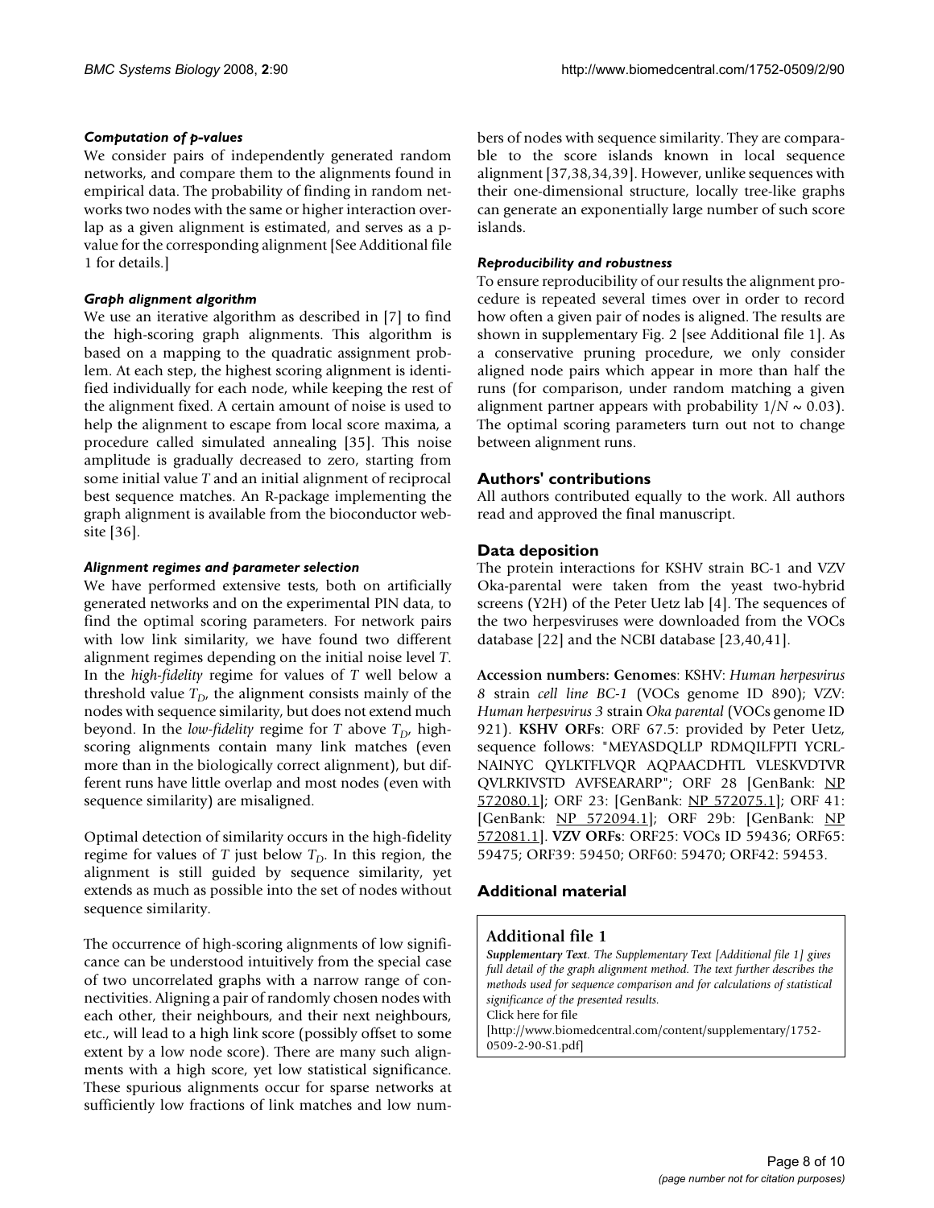#### *Computation of p-values*

We consider pairs of independently generated random networks, and compare them to the alignments found in empirical data. The probability of finding in random networks two nodes with the same or higher interaction overlap as a given alignment is estimated, and serves as a p-value for the corresponding alignment [See Additional file 1 for details.]

#### *Graph alignment algorithm*

We use an iterative algorithm as described in [7] to find the high-scoring graph alignments. This algorithm is based on a mapping to the quadratic assignment problem. At each step, the highest scoring alignment is identified individually for each node, while keeping the rest of the alignment fixed. A certain amount of noise is used to help the alignment to escape from local score maxima, a procedure called simulated annealing [35]. This noise amplitude is gradually decreased to zero, starting from some initial value $T$ and an initial alignment of reciprocal best sequence matches. An R-package implementing the graph alignment is available from the bioconductor website [36].

#### *Alignment regimes and parameter selection*

We have performed extensive tests, both on artificially generated networks and on the experimental PIN data, to find the optimal scoring parameters. For network pairs with low link similarity, we have found two different alignment regimes depending on the initial noise level $T$. In the *high-fidelity* regime for values of $T$ well below a threshold value $T_D$, the alignment consists mainly of the nodes with sequence similarity, but does not extend much beyond. In the *low-fidelity* regime for $T$ above $T_D$, high-scoring alignments contain many link matches (even more than in the biologically correct alignment), but different runs have little overlap and most nodes (even with sequence similarity) are misaligned.

Optimal detection of similarity occurs in the high-fidelity regime for values of $T$ just below $T_D$. In this region, the alignment is still guided by sequence similarity, yet extends as much as possible into the set of nodes without sequence similarity.

The occurrence of high-scoring alignments of low significance can be understood intuitively from the special case of two uncorrelated graphs with a narrow range of connectivities. Aligning a pair of randomly chosen nodes with each other, their neighbours, and their next neighbours, etc., will lead to a high link score (possibly offset to some extent by a low node score). There are many such alignments with a high score, yet low statistical significance. These spurious alignments occur for sparse networks at sufficiently low fractions of link matches and low numbers of nodes with sequence similarity. They are comparable to the score islands known in local sequence alignment [37,38,34,39]. However, unlike sequences with their one-dimensional structure, locally tree-like graphs can generate an exponentially large number of such score islands.

#### *Reproducibility and robustness*

To ensure reproducibility of our results the alignment procedure is repeated several times over in order to record how often a given pair of nodes is aligned. The results are shown in supplementary Fig. 2 [see Additional file 1]. As a conservative pruning procedure, we only consider aligned node pairs which appear in more than half the runs (for comparison, under random matching a given alignment partner appears with probability $1/N \sim 0.03$). The optimal scoring parameters turn out not to change between alignment runs.

## Authors' contributions

All authors contributed equally to the work. All authors read and approved the final manuscript.

## Data deposition

The protein interactions for KSHV strain BC-1 and VZV Oka-parental were taken from the yeast two-hybrid screens (Y2H) of the Peter Uetz lab [4]. The sequences of the two herpesviruses were downloaded from the VOCs database [22] and the NCBI database [23,40,41].

**Accession numbers: Genomes**: KSHV: *Human herpesvirus 8* strain *cell line BC-1* (VOCs genome ID 890); VZV: *Human herpesvirus 3* strain *Oka parental* (VOCs genome ID 921). **KSHV ORFs**: ORF 67.5: provided by Peter Uetz, sequence follows: "MEYASDQLLP RDMQILFPTI YCRLNAINYC QYLKTFLVQR AQPAACDHTL VLESKVDTVR QVLRKIVSTD AVFSEARARP"; ORF 28 [GenBank: NP 572080.1]; ORF 23: [GenBank: NP 572075.1]; ORF 41: [GenBank: NP 572094.1]; ORF 29b: [GenBank: NP 572081.1]. **VZV ORFs**: ORF25: VOCs ID 59436; ORF65: 59475; ORF39: 59450; ORF60: 59470; ORF42: 59453.

## Additional material

### Additional file 1

***Supplementary Text****. The Supplementary Text [Additional file 1] gives full detail of the graph alignment method. The text further describes the methods used for sequence comparison and for calculations of statistical significance of the presented results.*

Click here for file

[http://www.biomedcentral.com/content/supplementary/1752-0509-2-90-S1.pdf]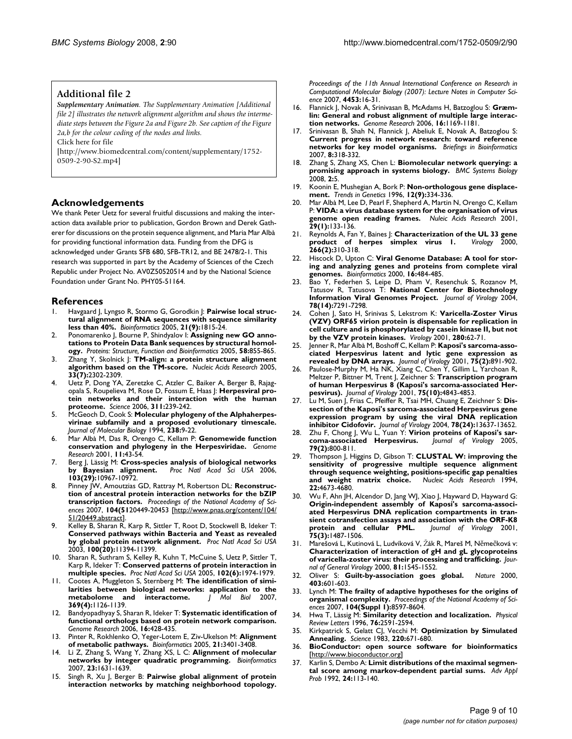## Additional file 2

***Supplementary Animation***. *The Supplementary Animation [Additional file 2] illustrates the network alignment algorithm and shows the intermediate steps between the Figure 2a and Figure 2b. See caption of the Figure 2a,b for the colour coding of the nodes and links.*
Click here for file
[http://www.biomedcentral.com/content/supplementary/1752-0509-2-90-S2.mp4]

## Acknowledgements

We thank Peter Uetz for several fruitful discussions and making the interaction data available prior to publication, Gordon Brown and Derek Gatherer for discussions on the protein sequence alignment, and Maria Mar Albà for providing functional information data. Funding from the DFG is acknowledged under Grants SFB 680, SFB-TR12, and BE 2478/2-1. This research was supported in part by the Academy of Sciences of the Czech Republic under Project No. AV0Z50520514 and by the National Science Foundation under Grant No. PHY05-51164.

## References

1. Havgaard J, Lyngso R, Stormo G, Gorodkin J: **Pairwise local structural alignment of RNA sequences with sequence similarity less than 40%.** *Bioinformatics* 2005, **21(9):**1815-24.
2. Ponomarenko J, Bourne P, Shindyalov I: **Assigning new GO annotations to Protein Data Bank sequences by structural homology.** *Proteins: Structure, Function and Bioinformatics* 2005, **58:**855-865.
3. Zhang Y, Skolnick J: **TM-align: a protein structure alignment algorithm based on the TM-score.** *Nucleic Acids Research* 2005, **33(7):**2302-2309.
4. Uetz P, Dong YA, Zeretzke C, Atzler C, Baiker A, Berger B, Rajagopala S, Roupelieva M, Rose D, Fossum E, Haas J: **Herpesviral protein networks and their interaction with the human proteome.** *Science* 2006, **311:**239-242.
5. McGeoch D, Cook S: **Molecular phylogeny of the Alphaherpesvirinae subfamily and a proposed evolutionary timescale.** *Journal of Molecular Biology* 1994, **238:**9-22.
6. Mar Albà M, Das R, Orengo C, Kellam P: **Genomewide function conservation and phylogeny in the Herpesviridae.** *Genome Research* 2001, **11:**43-54.
7. Berg J, Lässig M: **Cross-species analysis of biological networks by Bayesian alignment.** *Proc Natl Acad Sci USA* 2006, **103(29):**10967-10972.
8. Pinney JW, Amoutzias GD, Rattray M, Robertson DL: **Reconstruction of ancestral protein interaction networks for the bZIP transcription factors.** *Proceedings of the National Academy of Sciences* 2007, **104(51**20449-20453 [http://www.pnas.org/content/104/51/20449.abstract].
9. Kelley B, Sharan R, Karp R, Sittler T, Root D, Stockwell B, Ideker T: **Conserved pathways within Bacteria and Yeast as revealed by global protein network alignment.** *Proc Natl Acad Sci USA* 2003, **100(20):**11394-11399.
10. Sharan R, Suthram S, Kelley R, Kuhn T, McCuine S, Uetz P, Sittler T, Karp R, Ideker T: **Conserved patterns of protein interaction in multiple species.** *Proc Natl Acad Sci USA* 2005, **102(6):**1974-1979.
11. Cootes A, Muggleton S, Sternberg M: **The identification of similarities between biological networks: application to the metabolome and interactome.** *J Mol Biol* 2007, **369(4):**1126-1139.
12. Bandyopadhyay S, Sharan R, Ideker T: **Systematic identification of functional orthologs based on protein network comparison.** *Genome Research* 2006, **16:**428-435.
13. Pinter R, Rokhlenko O, Yeger-Lotem E, Ziv-Ukelson M: **Alignment of metabolic pathways.** *Bioinformatics* 2005, **21:**3401-3408.
14. Li Z, Zhang S, Wang Y, Zhang XS, L C: **Alignment of molecular networks by integer quadratic programming.** *Bioinformatics* 2007, **23:**1631-1639.
15. Singh R, Xu J, Berger B: **Pairwise global alignment of protein interaction networks by matching neighborhood topology.** *Proceedings of the 11th Annual International Conference on Research in Computational Molecular Biology (2007): Lecture Notes in Computer Science* 2007, **4453:**16-31.
16. Flannick J, Novak A, Srinivasan B, McAdams H, Batzoglou S: **Græmlin: General and robust alignment of multiple large interaction networks.** *Genome Research* 2006, **16:**1169-1181.
17. Srinivasan B, Shah N, Flannick J, Abeliuk E, Novak A, Batzoglou S: **Current progress in network research: toward reference networks for key model organisms.** *Briefings in Bioinformatics* 2007, **8:**318-332.
18. Zhang S, Zhang XS, Chen L: **Biomolecular network querying: a promising approach in systems biology.** *BMC Systems Biology* 2008, **2:**5.
19. Koonin E, Mushegian A, Bork P: **Non-orthologous gene displacement.** *Trends in Genetics* 1996, **12(9):**334-336.
20. Mar Albà M, Lee D, Pearl F, Shepherd A, Martin N, Orengo C, Kellam P: **VIDA: a virus database system for the organisation of virus genome open reading frames.** *Nuleic Acids Research* 2001, **29(1):**133-136.
21. Reynolds A, Fan Y, Baines J: **Characterization of the UL 33 gene product of herpes simplex virus 1.** *Virology* 2000, **266(2):**310-318.
22. Hiscock D, Upton C: **Viral Genome Database: A tool for storing and analyzing genes and proteins from complete viral genomes.** *Bioinformatics* 2000, **16:**484-485.
23. Bao Y, Federhen S, Leipe D, Pham V, Resenchuk S, Rozanov M, Tatusov R, Tatusova T: **National Center for Biotechnology Information Viral Genomes Project.** *Journal of Virology* 2004, **78(14):**7291-7298.
24. Cohen J, Sato H, Srinivas S, Lekstrom K: **Varicella-Zoster Virus (VZV) ORF65 virion protein is dispensable for replication in cell culture and is phosphorylated by casein kinase II, but not by the VZV protein kinases.** *Virology* 2001, **280:**62-71.
25. Jenner R, Mar Albà M, Boshoff C, Kellam P: **Kaposi's sarcoma-associated Herpesvirus latent and lytic gene expression as revealed by DNA arrays.** *Journal of Virology* 2001, **75(2):**891-902.
26. Paulose-Murphy M, Ha NK, Xiang C, Chen Y, Gillim L, Yarchoan R, Meltzer P, Bittner M, Trent J, Zeichner S: **Transcription program of human Herpesvirus 8 (Kaposi's sarcoma-associated Herpesvirus).** *Journal of Virology* 2001, **75(10):**4843-4853.
27. Lu M, Suen J, Frias C, Pfeiffer R, Tsai MH, Chuang E, Zeichner S: **Dissection of the Kaposi's sarcoma-associated Herpesvirus gene expression program by using the viral DNA replication inhibitor Cidofovir.** *Journal of Virology* 2004, **78(24):**13637-13652.
28. Zhu F, Chong J, Wu L, Yuan Y: **Virion proteins of Kaposi's sarcoma-associated Herpesvirus.** *Journal of Virology* 2005, **79(2):**800-811.
29. Thompson J, Higgins D, Gibson T: **CLUSTAL W: improving the sensitivity of progressive multiple sequence alignment through sequence weighting, positions-specific gap penalties and weight matrix choice.** *Nucleic Acids Research* 1994, **22:**4673-4680.
30. Wu F, Ahn JH, Alcendor D, Jang WJ, Xiao J, Hayward D, Hayward G: **Origin-independent assembly of Kaposi's sarcoma-associated Herpesvirus DNA replication compartments in transient cotransfection assays and association with the ORF-K8 protein and cellular PML.** *Journal of Virology* 2001, **75(3):**1487-1506.
31. Marešová L, Kutinová L, Ludvíková V, Žák R, Mareš M, Němečková v: **Characterization of interaction of gH and gL glycoproteins of varicella-zoster virus: their processing and trafficking.** *Journal of General Virology* 2000, **81:**1545-1552.
32. Oliver S: **Guilt-by-association goes global.** *Nature* 2000, **403:**601-603.
33. Lynch M: **The frailty of adaptive hypotheses for the origins of organismal complexity.** *Proceedings of the National Academy of Sciences* 2007, **104(Suppl 1):**8597-8604.
34. Hwa T, Lässig M: **Similarity detection and localization.** *Physical Review Letters* 1996, **76:**2591-2594.
35. Kirkpatrick S, Gelatt CJ, Vecchi M: **Optimization by Simulated Annealing.** *Science* 1983, **220:**671-680.
36. **BioConductor: open source software for bioinformatics** [http://www.bioconductor.org]
37. Karlin S, Dembo A: **Limit distributions of the maximal segmental score among markov-dependent partial sums.** *Adv Appl Prob* 1992, **24:**113-140.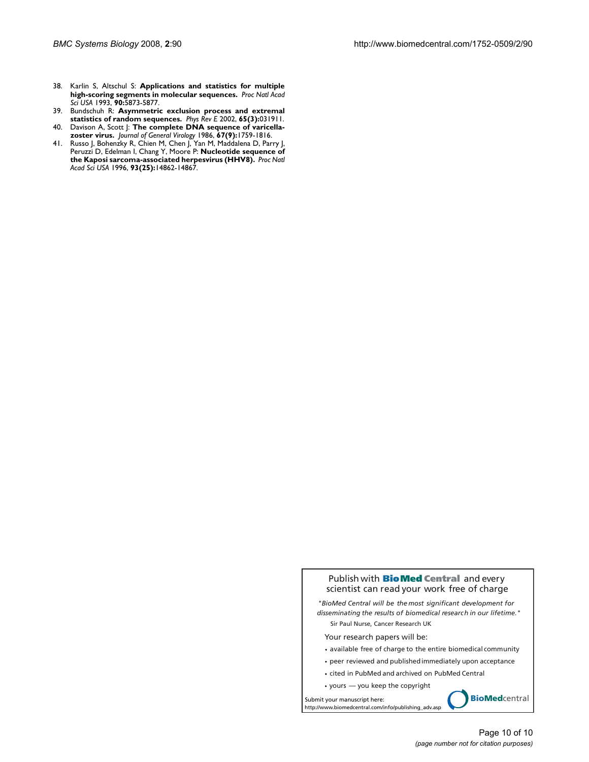38. Karlin S, Altschul S: **Applications and statistics for multiple high-scoring segments in molecular sequences.** *Proc Natl Acad Sci USA* 1993, **90:**5873-5877.
39. Bundschuh R: **Asymmetric exclusion process and extremal statistics of random sequences.** *Phys Rev E* 2002, **65(3):**031911.
40. Davison A, Scott J: **The complete DNA sequence of varicella-zoster virus.** *Journal of General Virology* 1986, **67(9):**1759-1816.
41. Russo J, Bohenzky R, Chien M, Chen J, Yan M, Maddalena D, Parry J, Peruzzi D, Edelman I, Chang Y, Moore P: **Nucleotide sequence of the Kaposi sarcoma-associated herpesvirus (HHV8).** *Proc Natl Acad Sci USA* 1996, **93(25):**14862-14867.

Publish with **BioMed Central** and every scientist can read your work free of charge

*"BioMed Central will be the most significant development for disseminating the results of biomedical research in our lifetime."*

Sir Paul Nurse, Cancer Research UK

Your research papers will be:

- available free of charge to the entire biomedical community
- peer reviewed and published immediately upon acceptance
- cited in PubMed and archived on PubMed Central
- yours — you keep the copyright

Submit your manuscript here:
http://www.biomedcentral.com/info/publishing_adv.asp

**BioMed**central